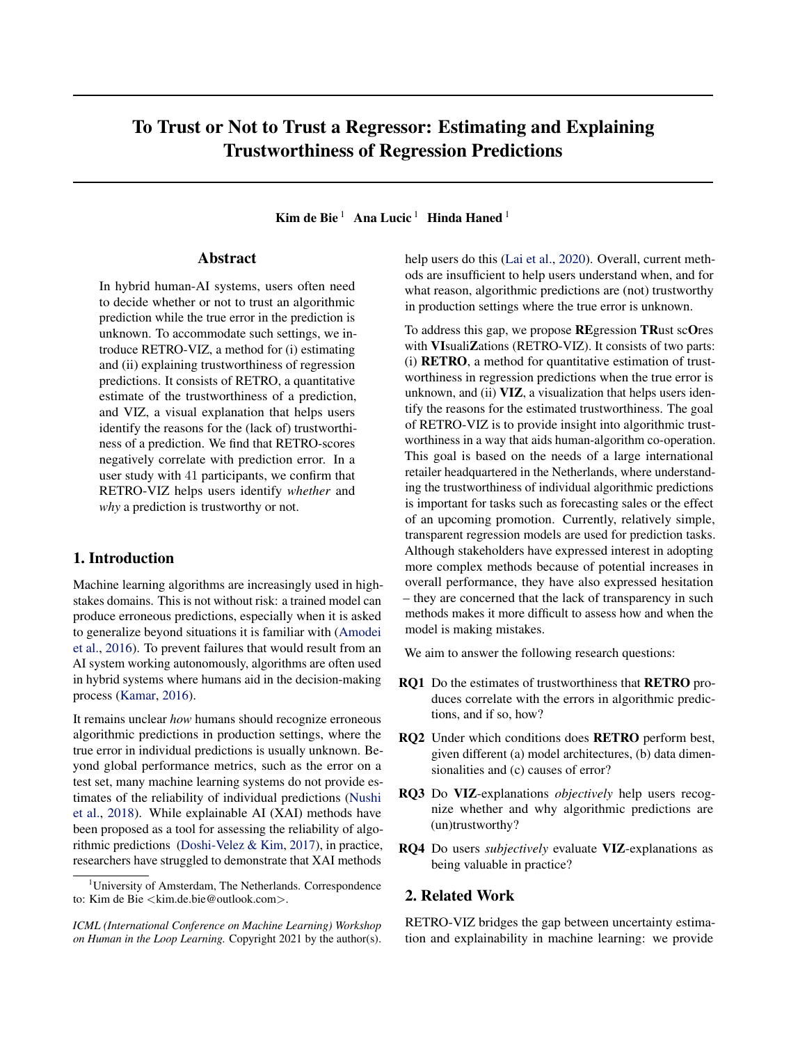# To Trust or Not to Trust a Regressor: Estimating and Explaining Trustworthiness of Regression Predictions

**Kim de Bie**[1] **Ana Lucic**[1] **Hinda Haned**[1]

## Abstract

In hybrid human-AI systems, users often need to decide whether or not to trust an algorithmic prediction while the true error in the prediction is unknown. To accommodate such settings, we introduce RETRO-VIZ, a method for (i) estimating and (ii) explaining trustworthiness of regression predictions. It consists of RETRO, a quantitative estimate of the trustworthiness of a prediction, and VIZ, a visual explanation that helps users identify the reasons for the (lack of) trustworthiness of a prediction. We find that RETRO-scores negatively correlate with prediction error. In a user study with 41 participants, we confirm that RETRO-VIZ helps users identify *whether* and *why* a prediction is trustworthy or not.

## 1. Introduction

Machine learning algorithms are increasingly used in high-stakes domains. This is not without risk: a trained model can produce erroneous predictions, especially when it is asked to generalize beyond situations it is familiar with (Amodei et al., 2016). To prevent failures that would result from an AI system working autonomously, algorithms are often used in hybrid systems where humans aid in the decision-making process (Kamar, 2016).

It remains unclear *how* humans should recognize erroneous algorithmic predictions in production settings, where the true error in individual predictions is usually unknown. Beyond global performance metrics, such as the error on a test set, many machine learning systems do not provide estimates of the reliability of individual predictions (Nushi et al., 2018). While explainable AI (XAI) methods have been proposed as a tool for assessing the reliability of algorithmic predictions (Doshi-Velez & Kim, 2017), in practice, researchers have struggled to demonstrate that XAI methods help users do this (Lai et al., 2020). Overall, current methods are insufficient to help users understand when, and for what reason, algorithmic predictions are (not) trustworthy in production settings where the true error is unknown.

To address this gap, we propose **RE**gression **TR**ust sc**O**res with **VI**suali**Z**ations (RETRO-VIZ). It consists of two parts: (i) **RETRO**, a method for quantitative estimation of trustworthiness in regression predictions when the true error is unknown, and (ii) **VIZ**, a visualization that helps users identify the reasons for the estimated trustworthiness. The goal of RETRO-VIZ is to provide insight into algorithmic trustworthiness in a way that aids human-algorithm co-operation. This goal is based on the needs of a large international retailer headquartered in the Netherlands, where understanding the trustworthiness of individual algorithmic predictions is important for tasks such as forecasting sales or the effect of an upcoming promotion. Currently, relatively simple, transparent regression models are used for prediction tasks. Although stakeholders have expressed interest in adopting more complex methods because of potential increases in overall performance, they have also expressed hesitation – they are concerned that the lack of transparency in such methods makes it more difficult to assess how and when the model is making mistakes.

We aim to answer the following research questions:

- **RQ1** Do the estimates of trustworthiness that **RETRO** produces correlate with the errors in algorithmic predictions, and if so, how?
- **RQ2** Under which conditions does **RETRO** perform best, given different (a) model architectures, (b) data dimensionalities and (c) causes of error?
- **RQ3** Do **VIZ**-explanations *objectively* help users recognize whether and why algorithmic predictions are (un)trustworthy?
- **RQ4** Do users *subjectively* evaluate **VIZ**-explanations as being valuable in practice?

## 2. Related Work

RETRO-VIZ bridges the gap between uncertainty estimation and explainability in machine learning: we provide

[1]University of Amsterdam, The Netherlands. Correspondence to: Kim de Bie <kim.de.bie@outlook.com>.

*ICML (International Conference on Machine Learning) Workshop on Human in the Loop Learning.* Copyright 2021 by the author(s).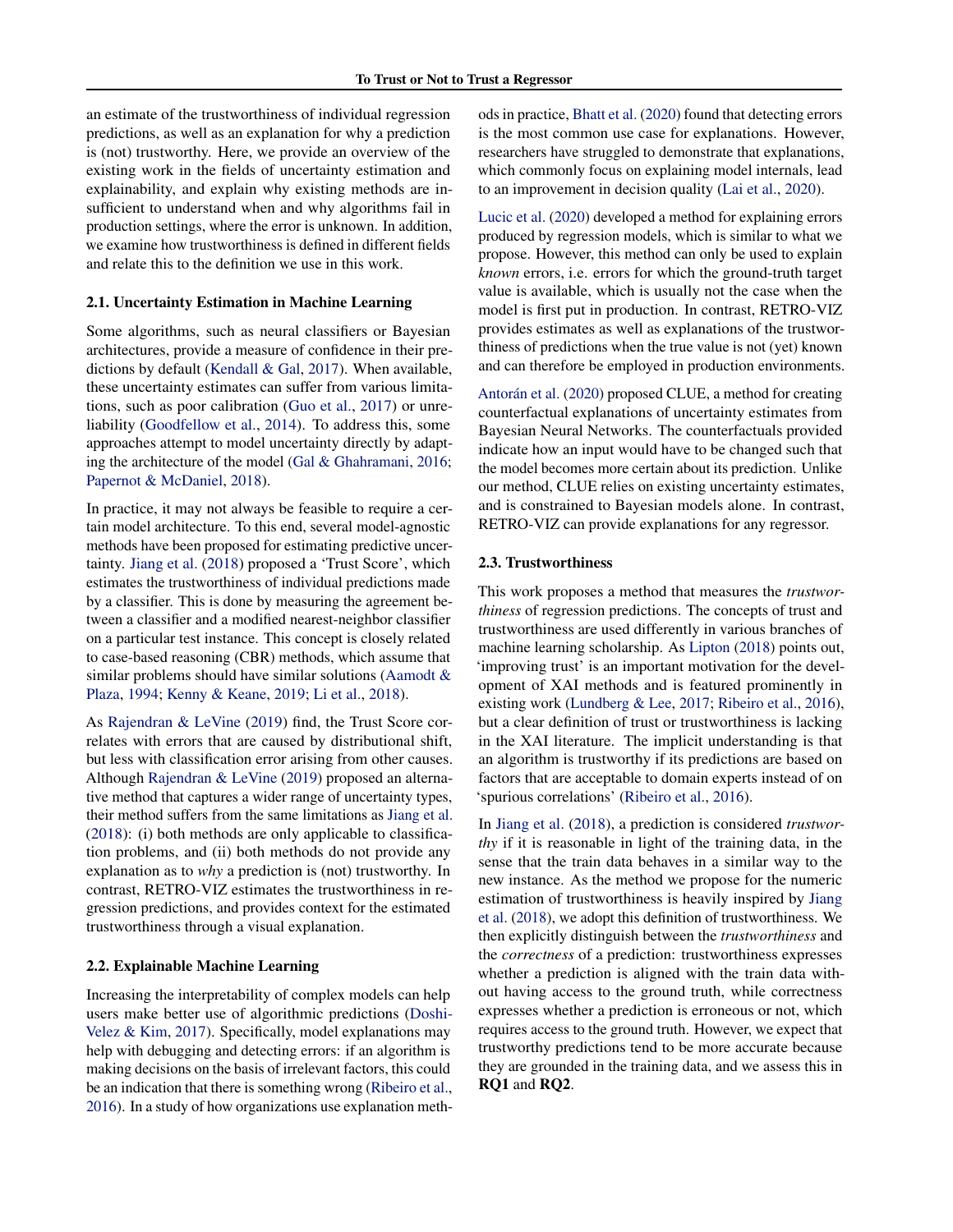an estimate of the trustworthiness of individual regression predictions, as well as an explanation for why a prediction is (not) trustworthy. Here, we provide an overview of the existing work in the fields of uncertainty estimation and explainability, and explain why existing methods are insufficient to understand when and why algorithms fail in production settings, where the error is unknown. In addition, we examine how trustworthiness is defined in different fields and relate this to the definition we use in this work.

### 2.1. Uncertainty Estimation in Machine Learning

Some algorithms, such as neural classifiers or Bayesian architectures, provide a measure of confidence in their predictions by default (Kendall & Gal, 2017). When available, these uncertainty estimates can suffer from various limitations, such as poor calibration (Guo et al., 2017) or unreliability (Goodfellow et al., 2014). To address this, some approaches attempt to model uncertainty directly by adapting the architecture of the model (Gal & Ghahramani, 2016; Papernot & McDaniel, 2018).

In practice, it may not always be feasible to require a certain model architecture. To this end, several model-agnostic methods have been proposed for estimating predictive uncertainty. Jiang et al. (2018) proposed a 'Trust Score', which estimates the trustworthiness of individual predictions made by a classifier. This is done by measuring the agreement between a classifier and a modified nearest-neighbor classifier on a particular test instance. This concept is closely related to case-based reasoning (CBR) methods, which assume that similar problems should have similar solutions (Aamodt & Plaza, 1994; Kenny & Keane, 2019; Li et al., 2018).

As Rajendran & LeVine (2019) find, the Trust Score correlates with errors that are caused by distributional shift, but less with classification error arising from other causes. Although Rajendran & LeVine (2019) proposed an alternative method that captures a wider range of uncertainty types, their method suffers from the same limitations as Jiang et al. (2018): (i) both methods are only applicable to classification problems, and (ii) both methods do not provide any explanation as to *why* a prediction is (not) trustworthy. In contrast, RETRO-VIZ estimates the trustworthiness in regression predictions, and provides context for the estimated trustworthiness through a visual explanation.

### 2.2. Explainable Machine Learning

Increasing the interpretability of complex models can help users make better use of algorithmic predictions (Doshi-Velez & Kim, 2017). Specifically, model explanations may help with debugging and detecting errors: if an algorithm is making decisions on the basis of irrelevant factors, this could be an indication that there is something wrong (Ribeiro et al., 2016). In a study of how organizations use explanation methods in practice, Bhatt et al. (2020) found that detecting errors is the most common use case for explanations. However, researchers have struggled to demonstrate that explanations, which commonly focus on explaining model internals, lead to an improvement in decision quality (Lai et al., 2020).

Lucic et al. (2020) developed a method for explaining errors produced by regression models, which is similar to what we propose. However, this method can only be used to explain *known* errors, i.e. errors for which the ground-truth target value is available, which is usually not the case when the model is first put in production. In contrast, RETRO-VIZ provides estimates as well as explanations of the trustworthiness of predictions when the true value is not (yet) known and can therefore be employed in production environments.

Antorán et al. (2020) proposed CLUE, a method for creating counterfactual explanations of uncertainty estimates from Bayesian Neural Networks. The counterfactuals provided indicate how an input would have to be changed such that the model becomes more certain about its prediction. Unlike our method, CLUE relies on existing uncertainty estimates, and is constrained to Bayesian models alone. In contrast, RETRO-VIZ can provide explanations for any regressor.

### 2.3. Trustworthiness

This work proposes a method that measures the *trustworthiness* of regression predictions. The concepts of trust and trustworthiness are used differently in various branches of machine learning scholarship. As Lipton (2018) points out, 'improving trust' is an important motivation for the development of XAI methods and is featured prominently in existing work (Lundberg & Lee, 2017; Ribeiro et al., 2016), but a clear definition of trust or trustworthiness is lacking in the XAI literature. The implicit understanding is that an algorithm is trustworthy if its predictions are based on factors that are acceptable to domain experts instead of on 'spurious correlations' (Ribeiro et al., 2016).

In Jiang et al. (2018), a prediction is considered *trustworthy* if it is reasonable in light of the training data, in the sense that the train data behaves in a similar way to the new instance. As the method we propose for the numeric estimation of trustworthiness is heavily inspired by Jiang et al. (2018), we adopt this definition of trustworthiness. We then explicitly distinguish between the *trustworthiness* and the *correctness* of a prediction: trustworthiness expresses whether a prediction is aligned with the train data without having access to the ground truth, while correctness expresses whether a prediction is erroneous or not, which requires access to the ground truth. However, we expect that trustworthy predictions tend to be more accurate because they are grounded in the training data, and we assess this in **RQ1** and **RQ2**.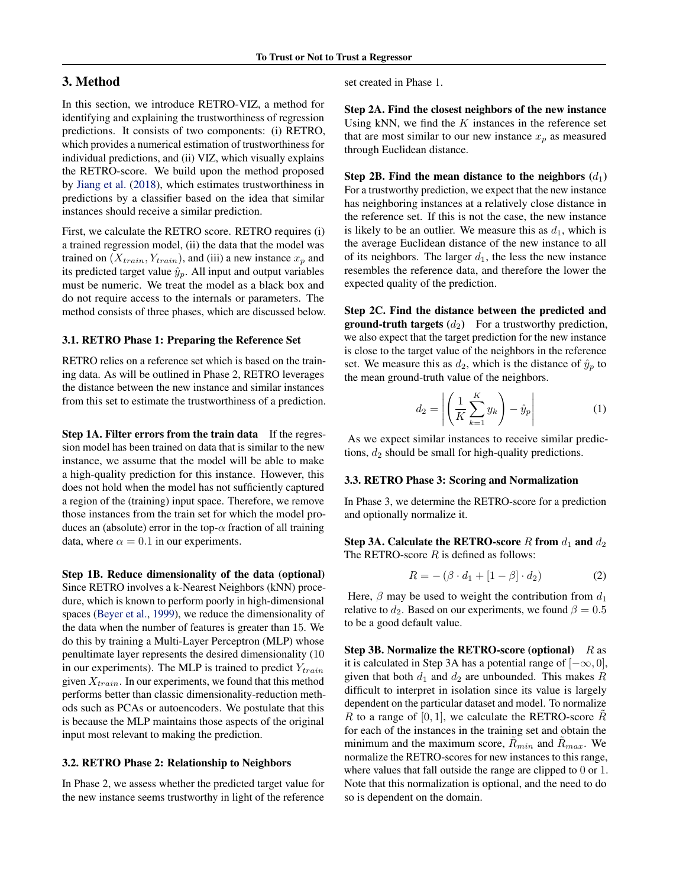## 3. Method

In this section, we introduce RETRO-VIZ, a method for identifying and explaining the trustworthiness of regression predictions. It consists of two components: (i) RETRO, which provides a numerical estimation of trustworthiness for individual predictions, and (ii) VIZ, which visually explains the RETRO-score. We build upon the method proposed by Jiang et al. (2018), which estimates trustworthiness in predictions by a classifier based on the idea that similar instances should receive a similar prediction.

First, we calculate the RETRO score. RETRO requires (i) a trained regression model, (ii) the data that the model was trained on $(X_{train}, Y_{train})$, and (iii) a new instance $x_p$ and its predicted target value $\hat{y}_p$. All input and output variables must be numeric. We treat the model as a black box and do not require access to the internals or parameters. The method consists of three phases, which are discussed below.

### 3.1. RETRO Phase 1: Preparing the Reference Set

RETRO relies on a reference set which is based on the training data. As will be outlined in Phase 2, RETRO leverages the distance between the new instance and similar instances from this set to estimate the trustworthiness of a prediction.

**Step 1A. Filter errors from the train data** If the regression model has been trained on data that is similar to the new instance, we assume that the model will be able to make a high-quality prediction for this instance. However, this does not hold when the model has not sufficiently captured a region of the (training) input space. Therefore, we remove those instances from the train set for which the model produces an (absolute) error in the top-$\alpha$ fraction of all training data, where $\alpha = 0.1$ in our experiments.

**Step 1B. Reduce dimensionality of the data (optional)** Since RETRO involves a k-Nearest Neighbors (kNN) procedure, which is known to perform poorly in high-dimensional spaces (Beyer et al., 1999), we reduce the dimensionality of the data when the number of features is greater than 15. We do this by training a Multi-Layer Perceptron (MLP) whose penultimate layer represents the desired dimensionality (10 in our experiments). The MLP is trained to predict $Y_{train}$ given $X_{train}$. In our experiments, we found that this method performs better than classic dimensionality-reduction methods such as PCAs or autoencoders. We postulate that this is because the MLP maintains those aspects of the original input most relevant to making the prediction.

### 3.2. RETRO Phase 2: Relationship to Neighbors

In Phase 2, we assess whether the predicted target value for the new instance seems trustworthy in light of the reference set created in Phase 1.

**Step 2A. Find the closest neighbors of the new instance** Using kNN, we find the $K$ instances in the reference set that are most similar to our new instance $x_p$ as measured through Euclidean distance.

**Step 2B. Find the mean distance to the neighbors ($d_1$)** For a trustworthy prediction, we expect that the new instance has neighboring instances at a relatively close distance in the reference set. If this is not the case, the new instance is likely to be an outlier. We measure this as $d_1$, which is the average Euclidean distance of the new instance to all of its neighbors. The larger $d_1$, the less the new instance resembles the reference data, and therefore the lower the expected quality of the prediction.

**Step 2C. Find the distance between the predicted and ground-truth targets ($d_2$)** For a trustworthy prediction, we also expect that the target prediction for the new instance is close to the target value of the neighbors in the reference set. We measure this as $d_2$, which is the distance of $\hat{y}_p$ to the mean ground-truth value of the neighbors.

$$d_2 = \left| \left( \frac{1}{K} \sum_{k=1}^{K} y_k \right) - \hat{y}_p \right| \tag{1}$$

As we expect similar instances to receive similar predictions, $d_2$ should be small for high-quality predictions.

### 3.3. RETRO Phase 3: Scoring and Normalization

In Phase 3, we determine the RETRO-score for a prediction and optionally normalize it.

**Step 3A. Calculate the RETRO-score $R$ from $d_1$ and $d_2$** The RETRO-score $R$ is defined as follows:

$$R = -\left(\beta \cdot d_1 + [1 - \beta] \cdot d_2\right) \tag{2}$$

Here, $\beta$ may be used to weight the contribution from $d_1$ relative to $d_2$. Based on our experiments, we found $\beta = 0.5$ to be a good default value.

**Step 3B. Normalize the RETRO-score (optional)** $R$ as it is calculated in Step 3A has a potential range of $[-\infty, 0]$, given that both $d_1$ and $d_2$ are unbounded. This makes $R$ difficult to interpret in isolation since its value is largely dependent on the particular dataset and model. To normalize $R$ to a range of $[0, 1]$, we calculate the RETRO-score $\tilde{R}$ for each of the instances in the training set and obtain the minimum and the maximum score, $\tilde{R}_{min}$ and $\tilde{R}_{max}$. We normalize the RETRO-scores for new instances to this range, where values that fall outside the range are clipped to 0 or 1. Note that this normalization is optional, and the need to do so is dependent on the domain.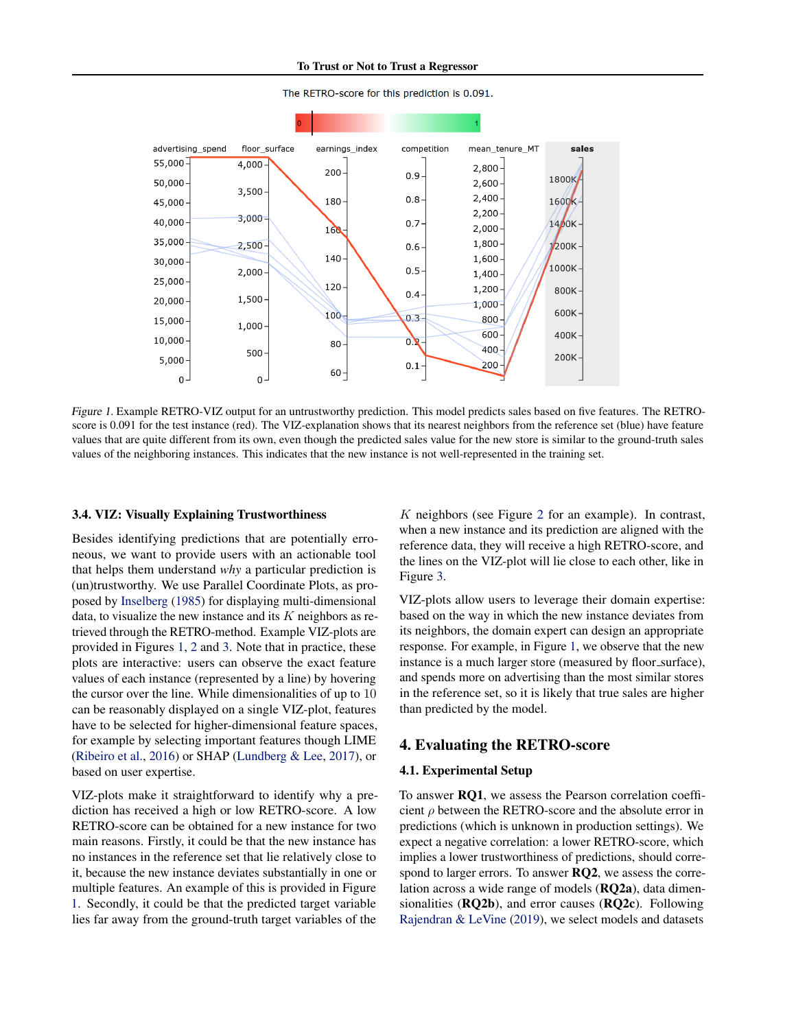Figure 1. Example RETRO-VIZ output for an untrustworthy prediction. This model predicts sales based on five features. The RETRO-score is 0.091 for the test instance (red). The VIZ-explanation shows that its nearest neighbors from the reference set (blue) have feature values that are quite different from its own, even though the predicted sales value for the new store is similar to the ground-truth sales values of the neighboring instances. This indicates that the new instance is not well-represented in the training set.

### 3.4. VIZ: Visually Explaining Trustworthiness

Besides identifying predictions that are potentially erroneous, we want to provide users with an actionable tool that helps them understand *why* a particular prediction is (un)trustworthy. We use Parallel Coordinate Plots, as proposed by Inselberg (1985) for displaying multi-dimensional data, to visualize the new instance and its $K$ neighbors as retrieved through the RETRO-method. Example VIZ-plots are provided in Figures 1, 2 and 3. Note that in practice, these plots are interactive: users can observe the exact feature values of each instance (represented by a line) by hovering the cursor over the line. While dimensionalities of up to 10 can be reasonably displayed on a single VIZ-plot, features have to be selected for higher-dimensional feature spaces, for example by selecting important features though LIME (Ribeiro et al., 2016) or SHAP (Lundberg & Lee, 2017), or based on user expertise.

VIZ-plots make it straightforward to identify why a prediction has received a high or low RETRO-score. A low RETRO-score can be obtained for a new instance for two main reasons. Firstly, it could be that the new instance has no instances in the reference set that lie relatively close to it, because the new instance deviates substantially in one or multiple features. An example of this is provided in Figure 1. Secondly, it could be that the predicted target variable lies far away from the ground-truth target variables of the $K$ neighbors (see Figure 2 for an example). In contrast, when a new instance and its prediction are aligned with the reference data, they will receive a high RETRO-score, and the lines on the VIZ-plot will lie close to each other, like in Figure 3.

VIZ-plots allow users to leverage their domain expertise: based on the way in which the new instance deviates from its neighbors, the domain expert can design an appropriate response. For example, in Figure 1, we observe that the new instance is a much larger store (measured by floor_surface), and spends more on advertising than the most similar stores in the reference set, so it is likely that true sales are higher than predicted by the model.

## 4. Evaluating the RETRO-score

### 4.1. Experimental Setup

To answer **RQ1**, we assess the Pearson correlation coefficient $\rho$ between the RETRO-score and the absolute error in predictions (which is unknown in production settings). We expect a negative correlation: a lower RETRO-score, which implies a lower trustworthiness of predictions, should correspond to larger errors. To answer **RQ2**, we assess the correlation across a wide range of models (**RQ2a**), data dimensionalities (**RQ2b**), and error causes (**RQ2c**). Following Rajendran & LeVine (2019), we select models and datasets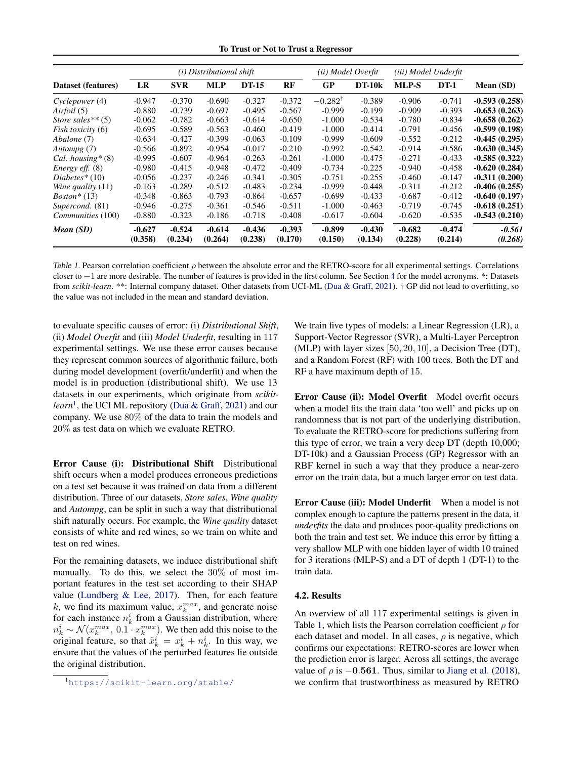| Dataset (features) | *(i) Distributional shift* | | | | | *(ii) Model Overfit* | | *(iii) Model Underfit* | | Mean (SD) |
|---|---|---|---|---|---|---|---|---|---|---|
| | **LR** | **SVR** | **MLP** | **DT-15** | **RF** | **GP** | **DT-10k** | **MLP-S** | **DT-1** | |
| *Cyclepower* (4) | -0.947 | -0.370 | -0.690 | -0.327 | -0.372 | $-0.282^{\dagger}$ | -0.389 | -0.906 | -0.741 | **-0.593 (0.258)** |
| *Airfoil* (5) | -0.880 | -0.739 | -0.697 | -0.495 | -0.567 | -0.999 | -0.199 | -0.909 | -0.393 | **-0.653 (0.263)** |
| *Store sales*** (5) | -0.062 | -0.782 | -0.663 | -0.614 | -0.650 | -1.000 | -0.534 | -0.780 | -0.834 | **-0.658 (0.262)** |
| *Fish toxicity* (6) | -0.695 | -0.589 | -0.563 | -0.460 | -0.419 | -1.000 | -0.414 | -0.791 | -0.456 | **-0.599 (0.198)** |
| *Abalone* (7) | -0.634 | -0.427 | -0.399 | -0.063 | -0.109 | -0.999 | -0.609 | -0.552 | -0.212 | **-0.445 (0.295)** |
| *Autompg* (7) | -0.566 | -0.892 | -0.954 | -0.017 | -0.210 | -0.992 | -0.542 | -0.914 | -0.586 | **-0.630 (0.345)** |
| *Cal. housing** (8) | -0.995 | -0.607 | -0.964 | -0.263 | -0.261 | -1.000 | -0.475 | -0.271 | -0.433 | **-0.585 (0.322)** |
| *Energy eff.* (8) | -0.980 | -0.415 | -0.948 | -0.472 | -0.409 | -0.734 | -0.225 | -0.940 | -0.458 | **-0.620 (0.284)** |
| *Diabetes** (10) | -0.056 | -0.237 | -0.246 | -0.341 | -0.305 | -0.751 | -0.255 | -0.460 | -0.147 | **-0.311 (0.200)** |
| *Wine quality* (11) | -0.163 | -0.289 | -0.512 | -0.483 | -0.234 | -0.999 | -0.448 | -0.311 | -0.212 | **-0.406 (0.255)** |
| *Boston** (13) | -0.348 | -0.863 | -0.793 | -0.864 | -0.657 | -0.699 | -0.433 | -0.687 | -0.412 | **-0.640 (0.197)** |
| *Supercond.* (81) | -0.946 | -0.275 | -0.361 | -0.546 | -0.511 | -1.000 | -0.463 | -0.719 | -0.745 | **-0.618 (0.251)** |
| *Communities* (100) | -0.880 | -0.323 | -0.186 | -0.718 | -0.408 | -0.617 | -0.604 | -0.620 | -0.535 | **-0.543 (0.210)** |
| ***Mean (SD)*** | **-0.627 (0.358)** | **-0.524 (0.234)** | **-0.614 (0.264)** | **-0.436 (0.238)** | **-0.393 (0.170)** | **-0.899 (0.150)** | **-0.430 (0.134)** | **-0.682 (0.228)** | **-0.474 (0.214)** | ***-0.561 (0.268)*** |

Table 1. Pearson correlation coefficient $\rho$ between the absolute error and the RETRO-score for all experimental settings. Correlations closer to $-1$ are more desirable. The number of features is provided in the first column. See Section 4 for the model acronyms. *: Datasets from *scikit-learn*. **: Internal company dataset. Other datasets from UCI-ML (Dua & Graff, 2021). † GP did not lead to overfitting, so the value was not included in the mean and standard deviation.

to evaluate specific causes of error: (i) *Distributional Shift*, (ii) *Model Overfit* and (iii) *Model Underfit*, resulting in 117 experimental settings. We use these error causes because they represent common sources of algorithmic failure, both during model development (overfit/underfit) and when the model is in production (distributional shift). We use 13 datasets in our experiments, which originate from *scikit-learn*[1], the UCI ML repository (Dua & Graff, 2021) and our company. We use 80% of the data to train the models and 20% as test data on which we evaluate RETRO.

**Error Cause (i): Distributional Shift** Distributional shift occurs when a model produces erroneous predictions on a test set because it was trained on data from a different distribution. Three of our datasets, *Store sales*, *Wine quality* and *Autompg*, can be split in such a way that distributional shift naturally occurs. For example, the *Wine quality* dataset consists of white and red wines, so we train on white and test on red wines.

For the remaining datasets, we induce distributional shift manually. To do this, we select the 30% of most important features in the test set according to their SHAP value (Lundberg & Lee, 2017). Then, for each feature $k$, we find its maximum value, $x_k^{max}$, and generate noise for each instance $n_k^i$ from a Gaussian distribution, where $n_k^i \sim \mathcal{N}(x_k^{max}, 0.1 \cdot x_k^{max})$. We then add this noise to the original feature, so that $\tilde{x}_k^i = x_k^i + n_k^i$. In this way, we ensure that the values of the perturbed features lie outside the original distribution.

[1] https://scikit-learn.org/stable/

We train five types of models: a Linear Regression (LR), a Support-Vector Regressor (SVR), a Multi-Layer Perceptron (MLP) with layer sizes $[50, 20, 10]$, a Decision Tree (DT), and a Random Forest (RF) with 100 trees. Both the DT and RF a have maximum depth of 15.

**Error Cause (ii): Model Overfit** Model overfit occurs when a model fits the train data 'too well' and picks up on randomness that is not part of the underlying distribution. To evaluate the RETRO-score for predictions suffering from this type of error, we train a very deep DT (depth 10,000; DT-10k) and a Gaussian Process (GP) Regressor with an RBF kernel in such a way that they produce a near-zero error on the train data, but a much larger error on test data.

**Error Cause (iii): Model Underfit** When a model is not complex enough to capture the patterns present in the data, it *underfits* the data and produces poor-quality predictions on both the train and test set. We induce this error by fitting a very shallow MLP with one hidden layer of width 10 trained for 3 iterations (MLP-S) and a DT of depth 1 (DT-1) to the train data.

### 4.2. Results

An overview of all 117 experimental settings is given in Table 1, which lists the Pearson correlation coefficient $\rho$ for each dataset and model. In all cases, $\rho$ is negative, which confirms our expectations: RETRO-scores are lower when the prediction error is larger. Across all settings, the average value of $\rho$ is $-\mathbf{0.561}$. Thus, similar to Jiang et al. (2018), we confirm that trustworthiness as measured by RETRO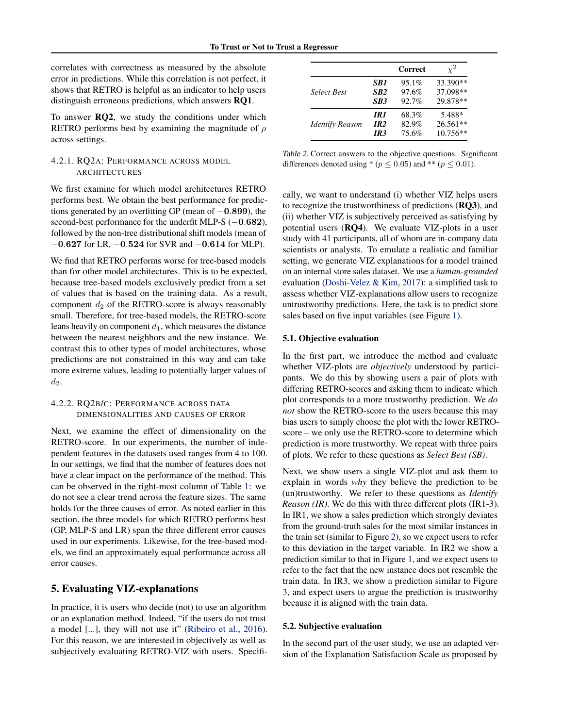correlates with correctness as measured by the absolute error in predictions. While this correlation is not perfect, it shows that RETRO is helpful as an indicator to help users distinguish erroneous predictions, which answers **RQ1**.

To answer **RQ2**, we study the conditions under which RETRO performs best by examining the magnitude of $\rho$ across settings.

#### 4.2.1. RQ2A: Performance across model architectures

We first examine for which model architectures RETRO performs best. We obtain the best performance for predictions generated by an overfitting GP (mean of $-\mathbf{0.899}$), the second-best performance for the underfit MLP-S ($-\mathbf{0.682}$), followed by the non-tree distributional shift models (mean of $-\mathbf{0.627}$ for LR, $-\mathbf{0.524}$ for SVR and $-\mathbf{0.614}$ for MLP).

We find that RETRO performs worse for tree-based models than for other model architectures. This is to be expected, because tree-based models exclusively predict from a set of values that is based on the training data. As a result, component $d_2$ of the RETRO-score is always reasonably small. Therefore, for tree-based models, the RETRO-score leans heavily on component $d_1$, which measures the distance between the nearest neighbors and the new instance. We contrast this to other types of model architectures, whose predictions are not constrained in this way and can take more extreme values, leading to potentially larger values of $d_2$.

#### 4.2.2. RQ2B/C: Performance across data dimensionalities and causes of error

Next, we examine the effect of dimensionality on the RETRO-score. In our experiments, the number of independent features in the datasets used ranges from 4 to 100. In our settings, we find that the number of features does not have a clear impact on the performance of the method. This can be observed in the right-most column of Table 1: we do not see a clear trend across the feature sizes. The same holds for the three causes of error. As noted earlier in this section, the three models for which RETRO performs best (GP, MLP-S and LR) span the three different error causes used in our experiments. Likewise, for the tree-based models, we find an approximately equal performance across all error causes.

## 5. Evaluating VIZ-explanations

In practice, it is users who decide (not) to use an algorithm or an explanation method. Indeed, "if the users do not trust a model [...], they will not use it" (Ribeiro et al., 2016). For this reason, we are interested in objectively as well as subjectively evaluating RETRO-VIZ with users. Specifically, we want to understand (i) whether VIZ helps users to recognize the trustworthiness of predictions (**RQ3**), and (ii) whether VIZ is subjectively perceived as satisfying by potential users (**RQ4**). We evaluate VIZ-plots in a user study with 41 participants, all of whom are in-company data scientists or analysts. To emulate a realistic and familiar setting, we generate VIZ explanations for a model trained on an internal store sales dataset. We use a *human-grounded* evaluation (Doshi-Velez & Kim, 2017): a simplified task to assess whether VIZ-explanations allow users to recognize untrustworthy predictions. Here, the task is to predict store sales based on five input variables (see Figure 1).

|  |  | **Correct** | $\chi^2$ |
|---|---|---|---|
| *Select Best* | ***SB1*** | 95.1% | 33.390** |
|  | ***SB2*** | 97.6% | 37.098** |
|  | ***SB3*** | 92.7% | 29.878** |
| *Identify Reason* | ***IR1*** | 68.3% | 5.488* |
|  | ***IR2*** | 82.9% | 26.561** |
|  | ***IR3*** | 75.6% | 10.756** |

Table 2. Correct answers to the objective questions. Significant differences denoted using * ($p \leq 0.05$) and ** ($p \leq 0.01$).

### 5.1. Objective evaluation

In the first part, we introduce the method and evaluate whether VIZ-plots are *objectively* understood by participants. We do this by showing users a pair of plots with differing RETRO-scores and asking them to indicate which plot corresponds to a more trustworthy prediction. We *do not* show the RETRO-score to the users because this may bias users to simply choose the plot with the lower RETRO-score – we only use the RETRO-score to determine which prediction is more trustworthy. We repeat with three pairs of plots. We refer to these questions as *Select Best (SB)*.

Next, we show users a single VIZ-plot and ask them to explain in words *why* they believe the prediction to be (un)trustworthy. We refer to these questions as *Identify Reason (IR)*. We do this with three different plots (IR1-3). In IR1, we show a sales prediction which strongly deviates from the ground-truth sales for the most similar instances in the train set (similar to Figure 2), so we expect users to refer to this deviation in the target variable. In IR2 we show a prediction similar to that in Figure 1, and we expect users to refer to the fact that the new instance does not resemble the train data. In IR3, we show a prediction similar to Figure 3, and expect users to argue the prediction is trustworthy because it is aligned with the train data.

### 5.2. Subjective evaluation

In the second part of the user study, we use an adapted version of the Explanation Satisfaction Scale as proposed by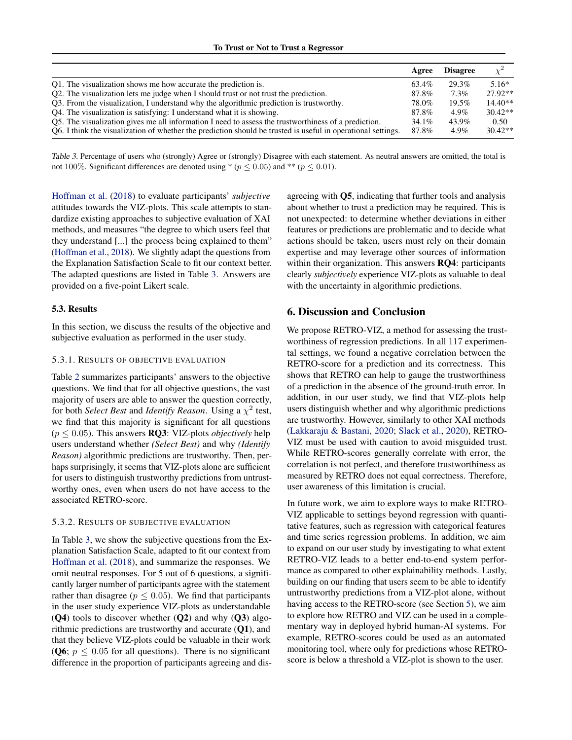| | Agree | Disagree | $\chi^2$ |
|---|---|---|---|
| Q1. The visualization shows me how accurate the prediction is. | 63.4% | 29.3% | 5.16* |
| Q2. The visualization lets me judge when I should trust or not trust the prediction. | 87.8% | 7.3% | 27.92** |
| Q3. From the visualization, I understand why the algorithmic prediction is trustworthy. | 78.0% | 19.5% | 14.40** |
| Q4. The visualization is satisfying: I understand what it is showing. | 87.8% | 4.9% | 30.42** |
| Q5. The visualization gives me all information I need to assess the trustworthiness of a prediction. | 34.1% | 43.9% | 0.50 |
| Q6. I think the visualization of whether the prediction should be trusted is useful in operational settings. | 87.8% | 4.9% | 30.42** |

Table 3. Percentage of users who (strongly) Agree or (strongly) Disagree with each statement. As neutral answers are omitted, the total is not 100%. Significant differences are denoted using * ($p \leq 0.05$) and ** ($p \leq 0.01$).

Hoffman et al. (2018) to evaluate participants' *subjective* attitudes towards the VIZ-plots. This scale attempts to standardize existing approaches to subjective evaluation of XAI methods, and measures "the degree to which users feel that they understand [...] the process being explained to them" (Hoffman et al., 2018). We slightly adapt the questions from the Explanation Satisfaction Scale to fit our context better. The adapted questions are listed in Table 3. Answers are provided on a five-point Likert scale.

### 5.3. Results

In this section, we discuss the results of the objective and subjective evaluation as performed in the user study.

#### 5.3.1. Results of objective evaluation

Table 2 summarizes participants' answers to the objective questions. We find that for all objective questions, the vast majority of users are able to answer the question correctly, for both *Select Best* and *Identify Reason*. Using a $\chi^2$ test, we find that this majority is significant for all questions ($p \leq 0.05$). This answers **RQ3**: VIZ-plots *objectively* help users understand whether *(Select Best)* and why *(Identify Reason)* algorithmic predictions are trustworthy. Then, perhaps surprisingly, it seems that VIZ-plots alone are sufficient for users to distinguish trustworthy predictions from untrustworthy ones, even when users do not have access to the associated RETRO-score.

#### 5.3.2. Results of subjective evaluation

In Table 3, we show the subjective questions from the Explanation Satisfaction Scale, adapted to fit our context from Hoffman et al. (2018), and summarize the responses. We omit neutral responses. For 5 out of 6 questions, a significantly larger number of participants agree with the statement rather than disagree ($p \leq 0.05$). We find that participants in the user study experience VIZ-plots as understandable (**Q4**) tools to discover whether (**Q2**) and why (**Q3**) algorithmic predictions are trustworthy and accurate (**Q1**), and that they believe VIZ-plots could be valuable in their work (**Q6**; $p \leq 0.05$ for all questions). There is no significant difference in the proportion of participants agreeing and disagreeing with **Q5**, indicating that further tools and analysis about whether to trust a prediction may be required. This is not unexpected: to determine whether deviations in either features or predictions are problematic and to decide what actions should be taken, users must rely on their domain expertise and may leverage other sources of information within their organization. This answers **RQ4**: participants clearly *subjectively* experience VIZ-plots as valuable to deal with the uncertainty in algorithmic predictions.

## 6. Discussion and Conclusion

We propose RETRO-VIZ, a method for assessing the trustworthiness of regression predictions. In all 117 experimental settings, we found a negative correlation between the RETRO-score for a prediction and its correctness. This shows that RETRO can help to gauge the trustworthiness of a prediction in the absence of the ground-truth error. In addition, in our user study, we find that VIZ-plots help users distinguish whether and why algorithmic predictions are trustworthy. However, similarly to other XAI methods (Lakkaraju & Bastani, 2020; Slack et al., 2020), RETRO-VIZ must be used with caution to avoid misguided trust. While RETRO-scores generally correlate with error, the correlation is not perfect, and therefore trustworthiness as measured by RETRO does not equal correctness. Therefore, user awareness of this limitation is crucial.

In future work, we aim to explore ways to make RETRO-VIZ applicable to settings beyond regression with quantitative features, such as regression with categorical features and time series regression problems. In addition, we aim to expand on our user study by investigating to what extent RETRO-VIZ leads to a better end-to-end system performance as compared to other explainability methods. Lastly, building on our finding that users seem to be able to identify untrustworthy predictions from a VIZ-plot alone, without having access to the RETRO-score (see Section 5), we aim to explore how RETRO and VIZ can be used in a complementary way in deployed hybrid human-AI systems. For example, RETRO-scores could be used as an automated monitoring tool, where only for predictions whose RETRO-score is below a threshold a VIZ-plot is shown to the user.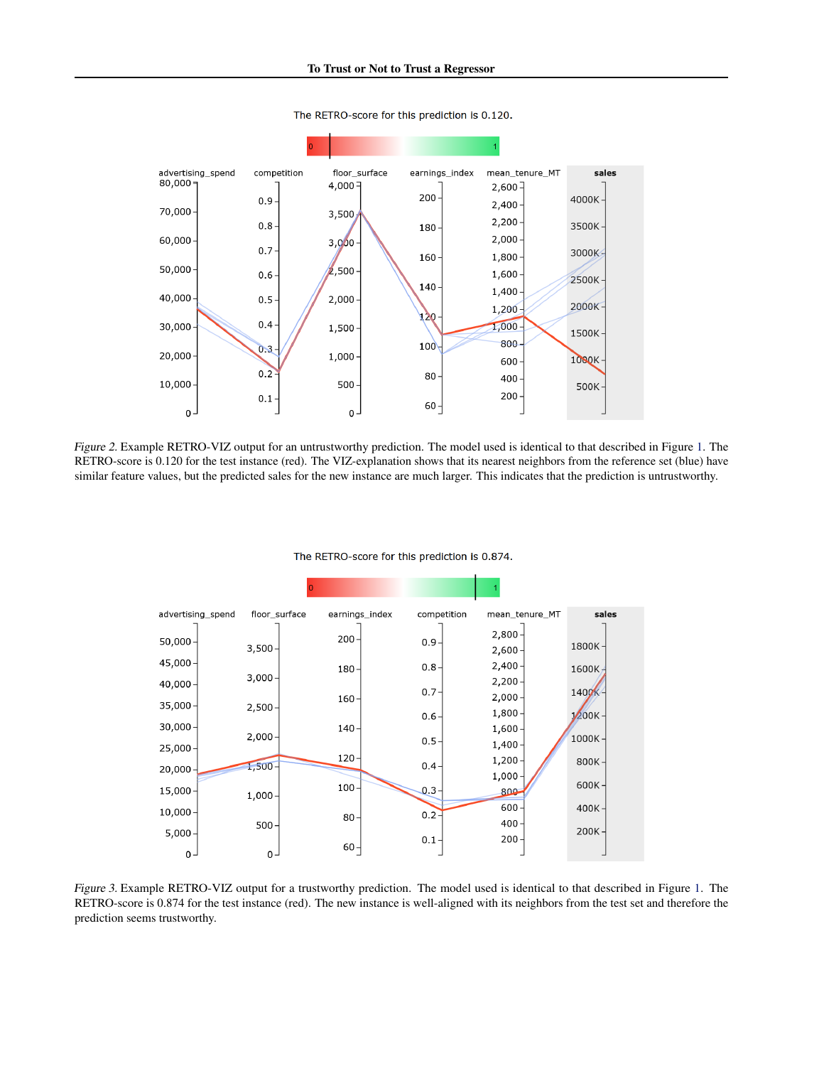The RETRO-score for this prediction is 0.120.

*Figure 2.* Example RETRO-VIZ output for an untrustworthy prediction. The model used is identical to that described in Figure 1. The RETRO-score is 0.120 for the test instance (red). The VIZ-explanation shows that its nearest neighbors from the reference set (blue) have similar feature values, but the predicted sales for the new instance are much larger. This indicates that the prediction is untrustworthy.

The RETRO-score for this prediction is 0.874.

*Figure 3.* Example RETRO-VIZ output for a trustworthy prediction. The model used is identical to that described in Figure 1. The RETRO-score is 0.874 for the test instance (red). The new instance is well-aligned with its neighbors from the test set and therefore the prediction seems trustworthy.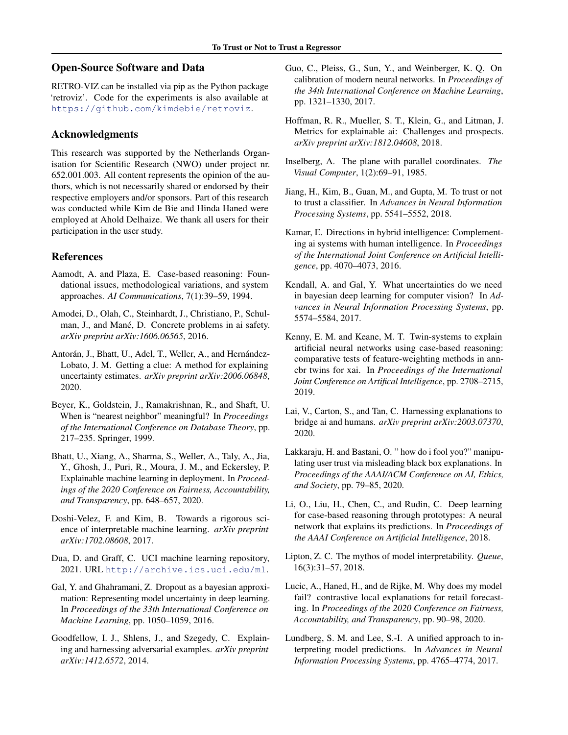## Open-Source Software and Data

RETRO-VIZ can be installed via pip as the Python package 'retroviz'. Code for the experiments is also available at https://github.com/kimdebie/retroviz.

## Acknowledgments

This research was supported by the Netherlands Organisation for Scientific Research (NWO) under project nr. 652.001.003. All content represents the opinion of the authors, which is not necessarily shared or endorsed by their respective employers and/or sponsors. Part of this research was conducted while Kim de Bie and Hinda Haned were employed at Ahold Delhaize. We thank all users for their participation in the user study.

## References

Aamodt, A. and Plaza, E. Case-based reasoning: Foundational issues, methodological variations, and system approaches. *AI Communications*, 7(1):39–59, 1994.

Amodei, D., Olah, C., Steinhardt, J., Christiano, P., Schulman, J., and Mané, D. Concrete problems in ai safety. *arXiv preprint arXiv:1606.06565*, 2016.

Antorán, J., Bhatt, U., Adel, T., Weller, A., and Hernández-Lobato, J. M. Getting a clue: A method for explaining uncertainty estimates. *arXiv preprint arXiv:2006.06848*, 2020.

Beyer, K., Goldstein, J., Ramakrishnan, R., and Shaft, U. When is "nearest neighbor" meaningful? In *Proceedings of the International Conference on Database Theory*, pp. 217–235. Springer, 1999.

Bhatt, U., Xiang, A., Sharma, S., Weller, A., Taly, A., Jia, Y., Ghosh, J., Puri, R., Moura, J. M., and Eckersley, P. Explainable machine learning in deployment. In *Proceedings of the 2020 Conference on Fairness, Accountability, and Transparency*, pp. 648–657, 2020.

Doshi-Velez, F. and Kim, B. Towards a rigorous science of interpretable machine learning. *arXiv preprint arXiv:1702.08608*, 2017.

Dua, D. and Graff, C. UCI machine learning repository, 2021. URL http://archive.ics.uci.edu/ml.

Gal, Y. and Ghahramani, Z. Dropout as a bayesian approximation: Representing model uncertainty in deep learning. In *Proceedings of the 33th International Conference on Machine Learning*, pp. 1050–1059, 2016.

Goodfellow, I. J., Shlens, J., and Szegedy, C. Explaining and harnessing adversarial examples. *arXiv preprint arXiv:1412.6572*, 2014.

Guo, C., Pleiss, G., Sun, Y., and Weinberger, K. Q. On calibration of modern neural networks. In *Proceedings of the 34th International Conference on Machine Learning*, pp. 1321–1330, 2017.

Hoffman, R. R., Mueller, S. T., Klein, G., and Litman, J. Metrics for explainable ai: Challenges and prospects. *arXiv preprint arXiv:1812.04608*, 2018.

Inselberg, A. The plane with parallel coordinates. *The Visual Computer*, 1(2):69–91, 1985.

Jiang, H., Kim, B., Guan, M., and Gupta, M. To trust or not to trust a classifier. In *Advances in Neural Information Processing Systems*, pp. 5541–5552, 2018.

Kamar, E. Directions in hybrid intelligence: Complementing ai systems with human intelligence. In *Proceedings of the International Joint Conference on Artificial Intelligence*, pp. 4070–4073, 2016.

Kendall, A. and Gal, Y. What uncertainties do we need in bayesian deep learning for computer vision? In *Advances in Neural Information Processing Systems*, pp. 5574–5584, 2017.

Kenny, E. M. and Keane, M. T. Twin-systems to explain artificial neural networks using case-based reasoning: comparative tests of feature-weighting methods in ann-cbr twins for xai. In *Proceedings of the International Joint Conference on Artifical Intelligence*, pp. 2708–2715, 2019.

Lai, V., Carton, S., and Tan, C. Harnessing explanations to bridge ai and humans. *arXiv preprint arXiv:2003.07370*, 2020.

Lakkaraju, H. and Bastani, O. " how do i fool you?" manipulating user trust via misleading black box explanations. In *Proceedings of the AAAI/ACM Conference on AI, Ethics, and Society*, pp. 79–85, 2020.

Li, O., Liu, H., Chen, C., and Rudin, C. Deep learning for case-based reasoning through prototypes: A neural network that explains its predictions. In *Proceedings of the AAAI Conference on Artificial Intelligence*, 2018.

Lipton, Z. C. The mythos of model interpretability. *Queue*, 16(3):31–57, 2018.

Lucic, A., Haned, H., and de Rijke, M. Why does my model fail? contrastive local explanations for retail forecasting. In *Proceedings of the 2020 Conference on Fairness, Accountability, and Transparency*, pp. 90–98, 2020.

Lundberg, S. M. and Lee, S.-I. A unified approach to interpreting model predictions. In *Advances in Neural Information Processing Systems*, pp. 4765–4774, 2017.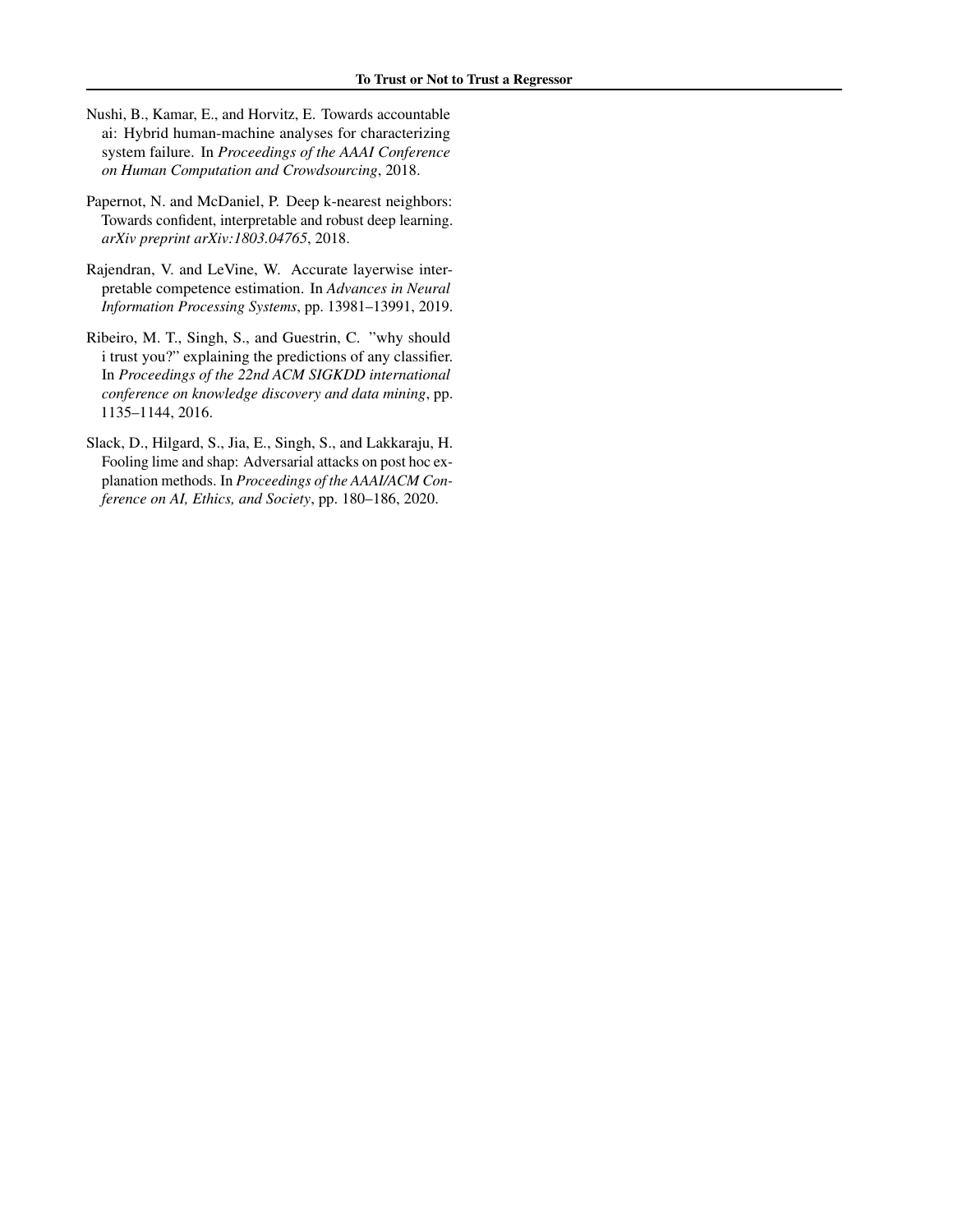Nushi, B., Kamar, E., and Horvitz, E. Towards accountable ai: Hybrid human-machine analyses for characterizing system failure. In *Proceedings of the AAAI Conference on Human Computation and Crowdsourcing*, 2018.

Papernot, N. and McDaniel, P. Deep k-nearest neighbors: Towards confident, interpretable and robust deep learning. *arXiv preprint arXiv:1803.04765*, 2018.

Rajendran, V. and LeVine, W. Accurate layerwise interpretable competence estimation. In *Advances in Neural Information Processing Systems*, pp. 13981–13991, 2019.

Ribeiro, M. T., Singh, S., and Guestrin, C. "why should i trust you?" explaining the predictions of any classifier. In *Proceedings of the 22nd ACM SIGKDD international conference on knowledge discovery and data mining*, pp. 1135–1144, 2016.

Slack, D., Hilgard, S., Jia, E., Singh, S., and Lakkaraju, H. Fooling lime and shap: Adversarial attacks on post hoc explanation methods. In *Proceedings of the AAAI/ACM Conference on AI, Ethics, and Society*, pp. 180–186, 2020.